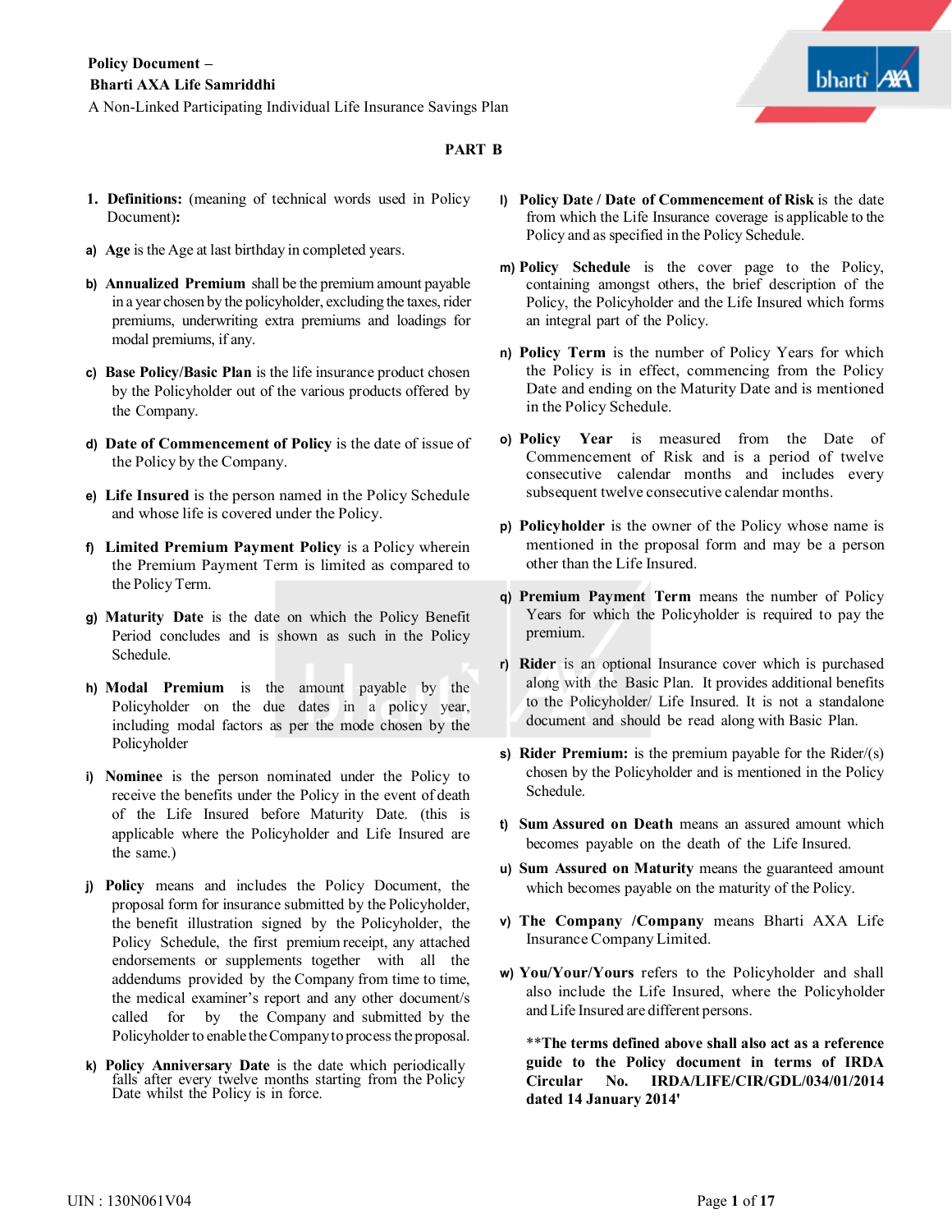**Policy Document –**

**Bharti AXA Life Samriddhi**

A Non-Linked Participating Individual Life Insurance Savings Plan

## PART B

1. **Definitions:** (meaning of technical words used in Policy Document)**:**

a) **Age** is the Age at last birthday in completed years.

b) **Annualized Premium** shall be the premium amount payable in a year chosen by the policyholder, excluding the taxes, rider premiums, underwriting extra premiums and loadings for modal premiums, if any.

c) **Base Policy/Basic Plan** is the life insurance product chosen by the Policyholder out of the various products offered by the Company.

d) **Date of Commencement of Policy** is the date of issue of the Policy by the Company.

e) **Life Insured** is the person named in the Policy Schedule and whose life is covered under the Policy.

f) **Limited Premium Payment Policy** is a Policy wherein the Premium Payment Term is limited as compared to the Policy Term.

g) **Maturity Date** is the date on which the Policy Benefit Period concludes and is shown as such in the Policy Schedule.

h) **Modal Premium** is the amount payable by the Policyholder on the dues dates in a policy year, including modal factors as per the mode chosen by the Policyholder

i) **Nominee** is the person nominated under the Policy to receive the benefits under the Policy in the event of death of the Life Insured before Maturity Date. (this is applicable where the Policyholder and Life Insured are the same.)

j) **Policy** means and includes the Policy Document, the proposal form for insurance submitted by the Policyholder, the benefit illustration signed by the Policyholder, the Policy Schedule, the first premium receipt, any attached endorsements or supplements together with all the addendums provided by the Company from time to time, the medical examiner's report and any other document/s called for by the Company and submitted by the Policyholder to enable the Company to process the proposal.

k) **Policy Anniversary Date** is the date which periodically falls after every twelve months starting from the Policy Date whilst the Policy is in force.

l) **Policy Date / Date of Commencement of Risk** is the date from which the Life Insurance coverage is applicable to the Policy and as specified in the Policy Schedule.

m) **Policy Schedule** is the cover page to the Policy, containing amongst others, the brief description of the Policy, the Policyholder and the Life Insured which forms an integral part of the Policy.

n) **Policy Term** is the number of Policy Years for which the Policy is in effect, commencing from the Policy Date and ending on the Maturity Date and is mentioned in the Policy Schedule.

o) **Policy Year** is measured from the Date of Commencement of Risk and is a period of twelve consecutive calendar months and includes every subsequent twelve consecutive calendar months.

p) **Policyholder** is the owner of the Policy whose name is mentioned in the proposal form and may be a person other than the Life Insured.

q) **Premium Payment Term** means the number of Policy Years for which the Policyholder is required to pay the premium.

r) **Rider** is an optional Insurance cover which is purchased along with the Basic Plan. It provides additional benefits to the Policyholder/ Life Insured. It is not a standalone document and should be read along with Basic Plan.

s) **Rider Premium:** is the premium payable for the Rider/(s) chosen by the Policyholder and is mentioned in the Policy Schedule.

t) **Sum Assured on Death** means an assured amount which becomes payable on the death of the Life Insured.

u) **Sum Assured on Maturity** means the guaranteed amount which becomes payable on the maturity of the Policy.

v) **The Company /Company** means Bharti AXA Life Insurance Company Limited.

w) **You/Your/Yours** refers to the Policyholder and shall also include the Life Insured, where the Policyholder and Life Insured are different persons.

**\*\*The terms defined above shall also act as a reference guide to the Policy document in terms of IRDA Circular No. IRDA/LIFE/CIR/GDL/034/01/2014 dated 14 January 2014'**

UIN : 130N061V04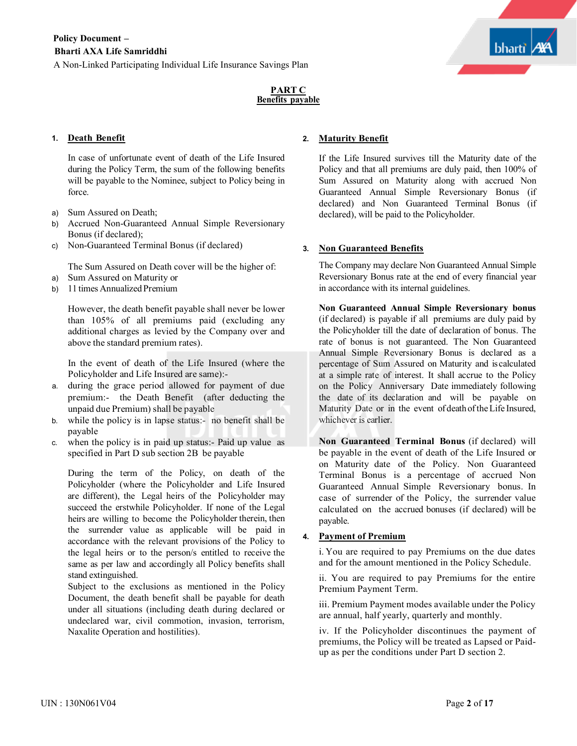# PART C
## Benefits payable

### 1. Death Benefit

In case of unfortunate event of death of the Life Insured during the Policy Term, the sum of the following benefits will be payable to the Nominee, subject to Policy being in force.

a) Sum Assured on Death;
b) Accrued Non-Guaranteed Annual Simple Reversionary Bonus (if declared);
c) Non-Guaranteed Terminal Bonus (if declared)

The Sum Assured on Death cover will be the higher of:

a) Sum Assured on Maturity or
b) 11 times Annualized Premium

However, the death benefit payable shall never be lower than 105% of all premiums paid (excluding any additional charges as levied by the Company over and above the standard premium rates).

In the event of death of the Life Insured (where the Policyholder and Life Insured are same):-

a. during the grace period allowed for payment of due premium:- the Death Benefit (after deducting the unpaid due Premium) shall be payable
b. while the policy is in lapse status:- no benefit shall be payable
c. when the policy is in paid up status:- Paid up value as specified in Part D sub section 2B be payable

During the term of the Policy, on death of the Policyholder (where the Policyholder and Life Insured are different), the Legal heirs of the Policyholder may succeed the erstwhile Policyholder. If none of the Legal heirs are willing to become the Policyholder therein, then the surrender value as applicable will be paid in accordance with the relevant provisions of the Policy to the legal heirs or to the person/s entitled to receive the same as per law and accordingly all Policy benefits shall stand extinguished.

Subject to the exclusions as mentioned in the Policy Document, the death benefit shall be payable for death under all situations (including death during declared or undeclared war, civil commotion, invasion, terrorism, Naxalite Operation and hostilities).

### 2. Maturity Benefit

If the Life Insured survives till the Maturity date of the Policy and that all premiums are duly paid, then 100% of Sum Assured on Maturity along with accrued Non Guaranteed Annual Simple Reversionary Bonus (if declared) and Non Guaranteed Terminal Bonus (if declared), will be paid to the Policyholder.

### 3. Non Guaranteed Benefits

The Company may declare Non Guaranteed Annual Simple Reversionary Bonus rate at the end of every financial year in accordance with its internal guidelines.

**Non Guaranteed Annual Simple Reversionary bonus** (if declared) is payable if all premiums are duly paid by the Policyholder till the date of declaration of bonus. The rate of bonus is not guaranteed. The Non Guaranteed Annual Simple Reversionary Bonus is declared as a percentage of Sum Assured on Maturity and is calculated at a simple rate of interest. It shall accrue to the Policy on the Policy Anniversary Date immediately following the date of its declaration and will be payable on Maturity Date or in the event of death of the Life Insured, whichever is earlier.

**Non Guaranteed Terminal Bonus** (if declared) will be payable in the event of death of the Life Insured or on Maturity date of the Policy. Non Guaranteed Terminal Bonus is a percentage of accrued Non Guaranteed Annual Simple Reversionary bonus. In case of surrender of the Policy, the surrender value calculated on the accrued bonuses (if declared) will be payable.

### 4. Payment of Premium

i. You are required to pay Premiums on the due dates and for the amount mentioned in the Policy Schedule.

ii. You are required to pay Premiums for the entire Premium Payment Term.

iii. Premium Payment modes available under the Policy are annual, half yearly, quarterly and monthly.

iv. If the Policyholder discontinues the payment of premiums, the Policy will be treated as Lapsed or Paid-up as per the conditions under Part D section 2.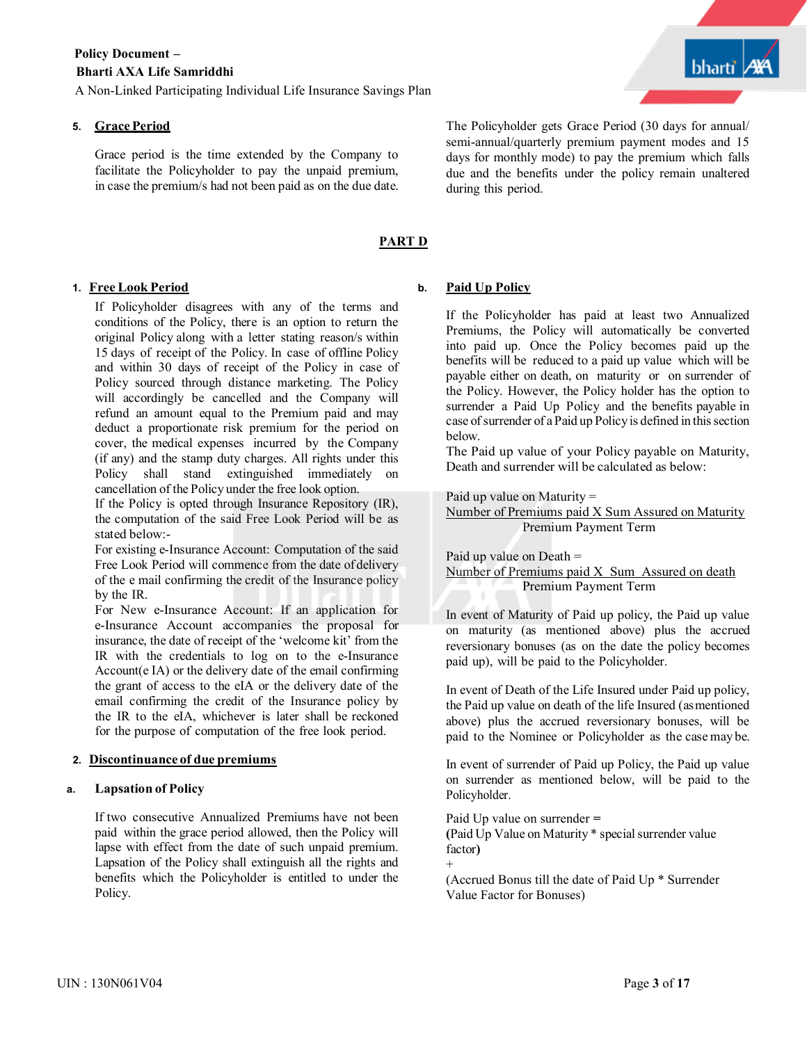5. **Grace Period**

Grace period is the time extended by the Company to facilitate the Policyholder to pay the unpaid premium, in case the premium/s had not been paid as on the due date.

The Policyholder gets Grace Period (30 days for annual/ semi-annual/quarterly premium payment modes and 15 days for monthly mode) to pay the premium which falls due and the benefits under the policy remain unaltered during this period.

## PART D

1. **Free Look Period**

If Policyholder disagrees with any of the terms and conditions of the Policy, there is an option to return the original Policy along with a letter stating reason/s within 15 days of receipt of the Policy. In case of offline Policy and within 30 days of receipt of the Policy in case of Policy sourced through distance marketing. The Policy will accordingly be cancelled and the Company will refund an amount equal to the Premium paid and may deduct a proportionate risk premium for the period on cover, the medical expenses incurred by the Company (if any) and the stamp duty charges. All rights under this Policy shall stand extinguished immediately on cancellation of the Policy under the free look option.
If the Policy is opted through Insurance Repository (IR), the computation of the said Free Look Period will be as stated below:-
For existing e-Insurance Account: Computation of the said Free Look Period will commence from the date of delivery of the e mail confirming the credit of the Insurance policy by the IR.
For New e-Insurance Account: If an application for e-Insurance Account accompanies the proposal for insurance, the date of receipt of the 'welcome kit' from the IR with the credentials to log on to the e-Insurance Account(e IA) or the delivery date of the email confirming the grant of access to the eIA or the delivery date of the email confirming the credit of the Insurance policy by the IR to the eIA, whichever is later shall be reckoned for the purpose of computation of the free look period.

2. **Discontinuance of due premiums**

a. **Lapsation of Policy**

If two consecutive Annualized Premiums have not been paid within the grace period allowed, then the Policy will lapse with effect from the date of such unpaid premium. Lapsation of the Policy shall extinguish all the rights and benefits which the Policyholder is entitled to under the Policy.

b. **Paid Up Policy**

If the Policyholder has paid at least two Annualized Premiums, the Policy will automatically be converted into paid up. Once the Policy becomes paid up the benefits will be reduced to a paid up value which will be payable either on death, on maturity or on surrender of the Policy. However, the Policy holder has the option to surrender a Paid Up Policy and the benefits payable in case of surrender of a Paid up Policy is defined in this section below.
The Paid up value of your Policy payable on Maturity, Death and surrender will be calculated as below:

Paid up value on Maturity =

$$\frac{\text{Number of Premiums paid X Sum Assured on Maturity}}{\text{Premium Payment Term}}$$

Paid up value on Death =

$$\frac{\text{Number of Premiums paid X Sum Assured on death}}{\text{Premium Payment Term}}$$

In event of Maturity of Paid up policy, the Paid up value on maturity (as mentioned above) plus the accrued reversionary bonuses (as on the date the policy becomes paid up), will be paid to the Policyholder.

In event of Death of the Life Insured under Paid up policy, the Paid up value on death of the life Insured (as mentioned above) plus the accrued reversionary bonuses, will be paid to the Nominee or Policyholder as the case may be.

In event of surrender of Paid up Policy, the Paid up value on surrender as mentioned below, will be paid to the Policyholder.

Paid Up value on surrender =
**(**Paid Up Value on Maturity * special surrender value factor**)**
+
(Accrued Bonus till the date of Paid Up * Surrender Value Factor for Bonuses)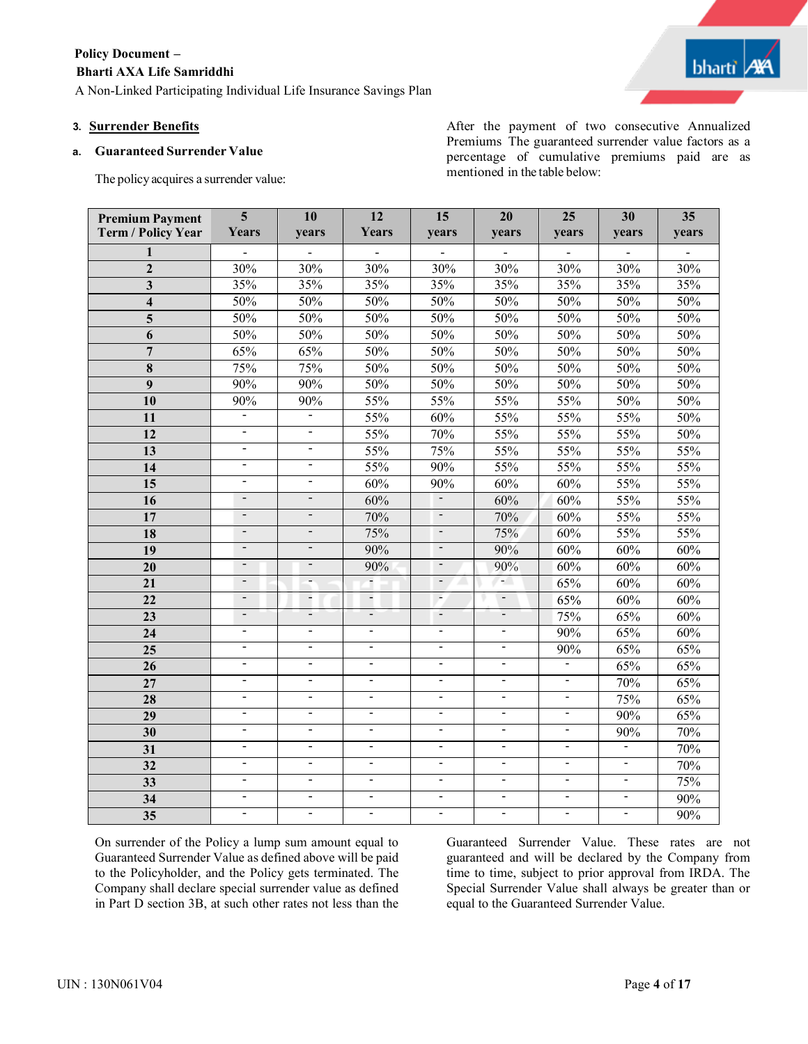## 3. Surrender Benefits

### a. Guaranteed Surrender Value

The policy acquires a surrender value:

After the payment of two consecutive Annualized Premiums The guaranteed surrender value factors as a percentage of cumulative premiums paid are as mentioned in the table below:

| Premium Payment Term / Policy Year | 5 Years | 10 years | 12 Years | 15 years | 20 years | 25 years | 30 years | 35 years |
|---|---|---|---|---|---|---|---|---|
| 1 | - | - | - | - | - | - | - | - |
| 2 | 30% | 30% | 30% | 30% | 30% | 30% | 30% | 30% |
| 3 | 35% | 35% | 35% | 35% | 35% | 35% | 35% | 35% |
| 4 | 50% | 50% | 50% | 50% | 50% | 50% | 50% | 50% |
| 5 | 50% | 50% | 50% | 50% | 50% | 50% | 50% | 50% |
| 6 | 50% | 50% | 50% | 50% | 50% | 50% | 50% | 50% |
| 7 | 65% | 65% | 50% | 50% | 50% | 50% | 50% | 50% |
| 8 | 75% | 75% | 50% | 50% | 50% | 50% | 50% | 50% |
| 9 | 90% | 90% | 50% | 50% | 50% | 50% | 50% | 50% |
| 10 | 90% | 90% | 55% | 55% | 55% | 55% | 50% | 50% |
| 11 | - | - | 55% | 60% | 55% | 55% | 55% | 50% |
| 12 | - | - | 55% | 70% | 55% | 55% | 55% | 50% |
| 13 | - | - | 55% | 75% | 55% | 55% | 55% | 55% |
| 14 | - | - | 55% | 90% | 55% | 55% | 55% | 55% |
| 15 | - | - | 60% | 90% | 60% | 60% | 55% | 55% |
| 16 | - | - | 60% | - | 60% | 60% | 55% | 55% |
| 17 | - | - | 70% | - | 70% | 60% | 55% | 55% |
| 18 | - | - | 75% | - | 75% | 60% | 55% | 55% |
| 19 | - | - | 90% | - | 90% | 60% | 60% | 60% |
| 20 | - | - | 90% | - | 90% | 60% | 60% | 60% |
| 21 | - | - | - | - | - | 65% | 60% | 60% |
| 22 | - | - | - | - | - | 65% | 60% | 60% |
| 23 | - | - | - | - | - | 75% | 65% | 60% |
| 24 | - | - | - | - | - | 90% | 65% | 60% |
| 25 | - | - | - | - | - | 90% | 65% | 65% |
| 26 | - | - | - | - | - | - | 65% | 65% |
| 27 | - | - | - | - | - | - | 70% | 65% |
| 28 | - | - | - | - | - | - | 75% | 65% |
| 29 | - | - | - | - | - | - | 90% | 65% |
| 30 | - | - | - | - | - | - | 90% | 70% |
| 31 | - | - | - | - | - | - | - | 70% |
| 32 | - | - | - | - | - | - | - | 70% |
| 33 | - | - | - | - | - | - | - | 75% |
| 34 | - | - | - | - | - | - | - | 90% |
| 35 | - | - | - | - | - | - | - | 90% |

On surrender of the Policy a lump sum amount equal to Guaranteed Surrender Value as defined above will be paid to the Policyholder, and the Policy gets terminated. The Company shall declare special surrender value as defined in Part D section 3B, at such other rates not less than the Guaranteed Surrender Value. These rates are not guaranteed and will be declared by the Company from time to time, subject to prior approval from IRDA. The Special Surrender Value shall always be greater than or equal to the Guaranteed Surrender Value.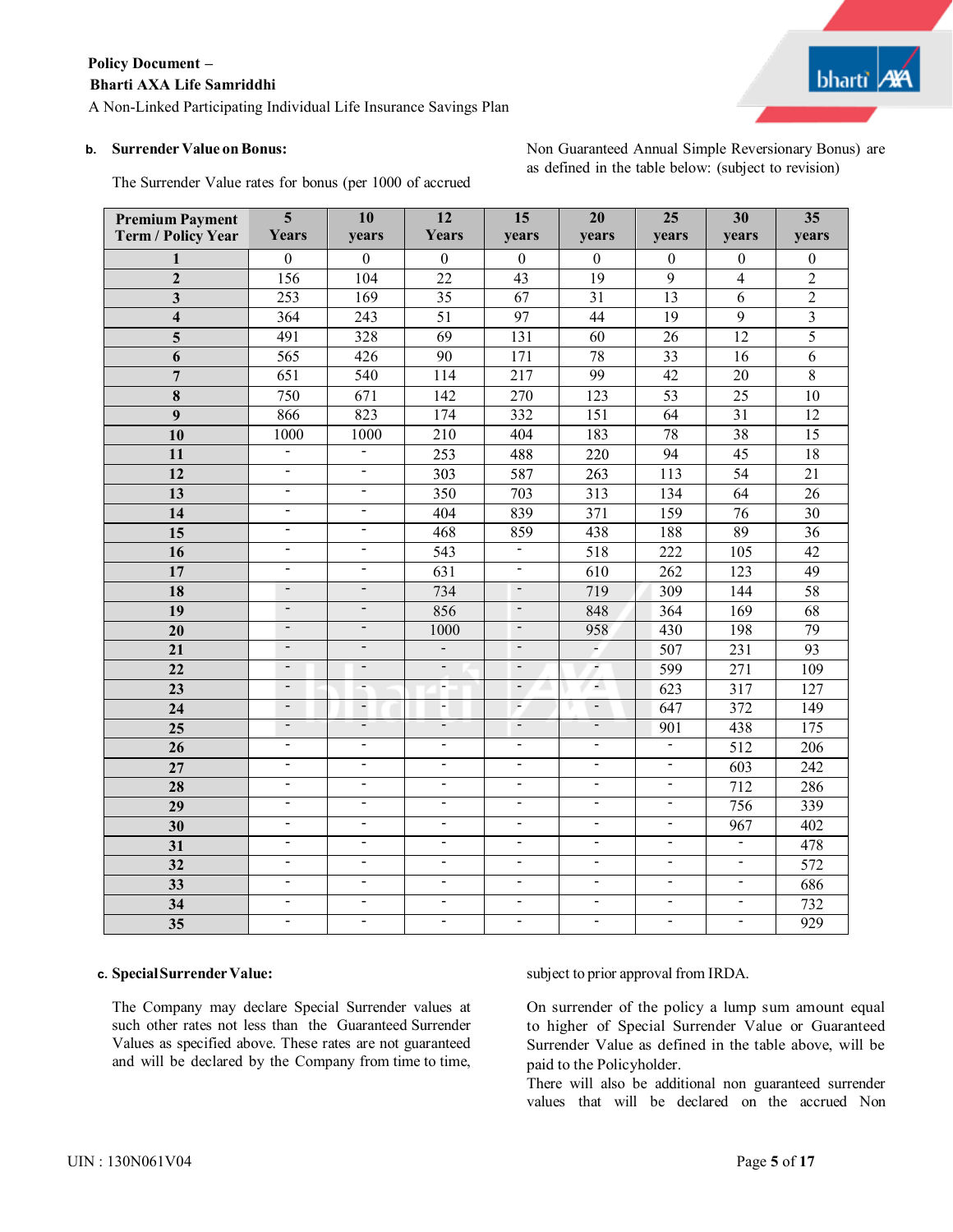**b. Surrender Value on Bonus:**

The Surrender Value rates for bonus (per 1000 of accrued Non Guaranteed Annual Simple Reversionary Bonus) are as defined in the table below: (subject to revision)

| Premium Payment Term / Policy Year | 5 Years | 10 years | 12 Years | 15 years | 20 years | 25 years | 30 years | 35 years |
|---|---|---|---|---|---|---|---|---|
| 1 | 0 | 0 | 0 | 0 | 0 | 0 | 0 | 0 |
| 2 | 156 | 104 | 22 | 43 | 19 | 9 | 4 | 2 |
| 3 | 253 | 169 | 35 | 67 | 31 | 13 | 6 | 2 |
| 4 | 364 | 243 | 51 | 97 | 44 | 19 | 9 | 3 |
| 5 | 491 | 328 | 69 | 131 | 60 | 26 | 12 | 5 |
| 6 | 565 | 426 | 90 | 171 | 78 | 33 | 16 | 6 |
| 7 | 651 | 540 | 114 | 217 | 99 | 42 | 20 | 8 |
| 8 | 750 | 671 | 142 | 270 | 123 | 53 | 25 | 10 |
| 9 | 866 | 823 | 174 | 332 | 151 | 64 | 31 | 12 |
| 10 | 1000 | 1000 | 210 | 404 | 183 | 78 | 38 | 15 |
| 11 | - | - | 253 | 488 | 220 | 94 | 45 | 18 |
| 12 | - | - | 303 | 587 | 263 | 113 | 54 | 21 |
| 13 | - | - | 350 | 703 | 313 | 134 | 64 | 26 |
| 14 | - | - | 404 | 839 | 371 | 159 | 76 | 30 |
| 15 | - | - | 468 | 859 | 438 | 188 | 89 | 36 |
| 16 | - | - | 543 | - | 518 | 222 | 105 | 42 |
| 17 | - | - | 631 | - | 610 | 262 | 123 | 49 |
| 18 | - | - | 734 | - | 719 | 309 | 144 | 58 |
| 19 | - | - | 856 | - | 848 | 364 | 169 | 68 |
| 20 | - | - | 1000 | - | 958 | 430 | 198 | 79 |
| 21 | - | - | - | - | - | 507 | 231 | 93 |
| 22 | - | - | - | - | - | 599 | 271 | 109 |
| 23 | - | - | - | - | - | 623 | 317 | 127 |
| 24 | - | - | - | - | - | 647 | 372 | 149 |
| 25 | - | - | - | - | - | 901 | 438 | 175 |
| 26 | - | - | - | - | - | - | 512 | 206 |
| 27 | - | - | - | - | - | - | 603 | 242 |
| 28 | - | - | - | - | - | - | 712 | 286 |
| 29 | - | - | - | - | - | - | 756 | 339 |
| 30 | - | - | - | - | - | - | 967 | 402 |
| 31 | - | - | - | - | - | - | - | 478 |
| 32 | - | - | - | - | - | - | - | 572 |
| 33 | - | - | - | - | - | - | - | 686 |
| 34 | - | - | - | - | - | - | - | 732 |
| 35 | - | - | - | - | - | - | - | 929 |

**c. Special Surrender Value:**

The Company may declare Special Surrender values at such other rates not less than the Guaranteed Surrender Values as specified above. These rates are not guaranteed and will be declared by the Company from time to time, subject to prior approval from IRDA.

On surrender of the policy a lump sum amount equal to higher of Special Surrender Value or Guaranteed Surrender Value as defined in the table above, will be paid to the Policyholder.

There will also be additional non guaranteed surrender values that will be declared on the accrued Non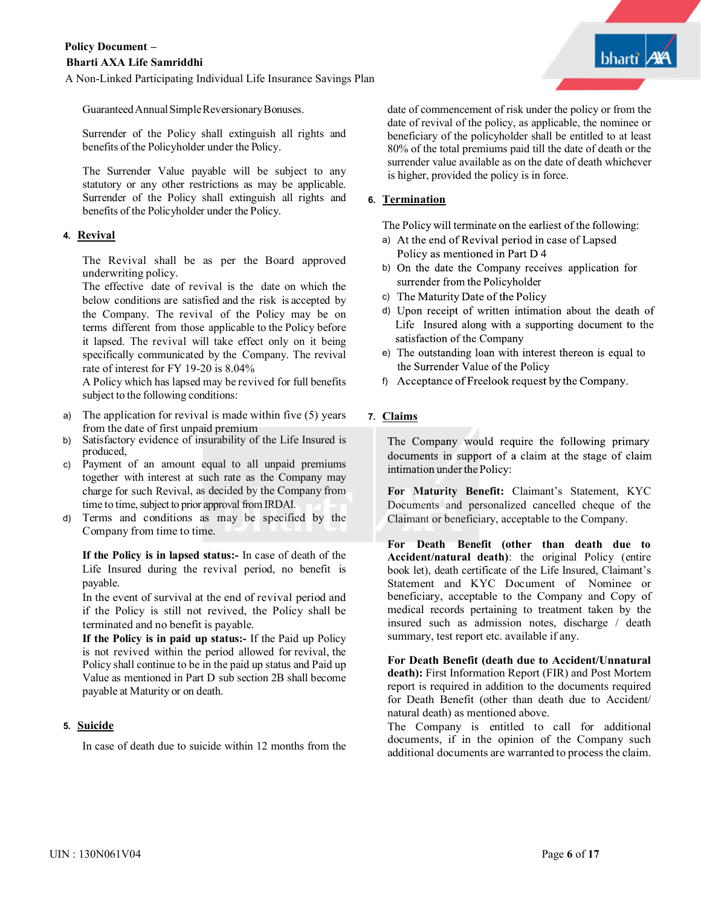Guaranteed Annual Simple Reversionary Bonuses.

Surrender of the Policy shall extinguish all rights and benefits of the Policyholder under the Policy.

The Surrender Value payable will be subject to any statutory or any other restrictions as may be applicable. Surrender of the Policy shall extinguish all rights and benefits of the Policyholder under the Policy.

## 4. Revival

The Revival shall be as per the Board approved underwriting policy.
The effective date of revival is the date on which the below conditions are satisfied and the risk is accepted by the Company. The revival of the Policy may be on terms different from those applicable to the Policy before it lapsed. The revival will take effect only on it being specifically communicated by the Company. The revival rate of interest for FY 19-20 is 8.04%
A Policy which has lapsed may be revived for full benefits subject to the following conditions:

a) The application for revival is made within five (5) years from the date of first unpaid premium
b) Satisfactory evidence of insurability of the Life Insured is produced,
c) Payment of an amount equal to all unpaid premiums together with interest at such rate as the Company may charge for such Revival, as decided by the Company from time to time, subject to prior approval from IRDAI.
d) Terms and conditions as may be specified by the Company from time to time.

**If the Policy is in lapsed status:-** In case of death of the Life Insured during the revival period, no benefit is payable.
In the event of survival at the end of revival period and if the Policy is still not revived, the Policy shall be terminated and no benefit is payable.
**If the Policy is in paid up status:-** If the Paid up Policy is not revived within the period allowed for revival, the Policy shall continue to be in the paid up status and Paid up Value as mentioned in Part D sub section 2B shall become payable at Maturity or on death.

## 5. Suicide

In case of death due to suicide within 12 months from the date of commencement of risk under the policy or from the date of revival of the policy, as applicable, the nominee or beneficiary of the policyholder shall be entitled to at least 80% of the total premiums paid till the date of death or the surrender value available as on the date of death whichever is higher, provided the policy is in force.

## 6. Termination

The Policy will terminate on the earliest of the following:

a) At the end of Revival period in case of Lapsed Policy as mentioned in Part D 4
b) On the date the Company receives application for surrender from the Policyholder
c) The Maturity Date of the Policy
d) Upon receipt of written intimation about the death of Life Insured along with a supporting document to the satisfaction of the Company
e) The outstanding loan with interest thereon is equal to the Surrender Value of the Policy
f) Acceptance of Freelook request by the Company.

## 7. Claims

The Company would require the following primary documents in support of a claim at the stage of claim intimation under the Policy:

**For Maturity Benefit:** Claimant's Statement, KYC Documents and personalized cancelled cheque of the Claimant or beneficiary, acceptable to the Company.

**For Death Benefit (other than death due to Accident/natural death)**: the original Policy (entire book let), death certificate of the Life Insured, Claimant's Statement and KYC Document of Nominee or beneficiary, acceptable to the Company and Copy of medical records pertaining to treatment taken by the insured such as admission notes, discharge / death summary, test report etc. available if any.

**For Death Benefit (death due to Accident/Unnatural death):** First Information Report (FIR) and Post Mortem report is required in addition to the documents required for Death Benefit (other than death due to Accident/ natural death) as mentioned above.
The Company is entitled to call for additional documents, if in the opinion of the Company such additional documents are warranted to process the claim.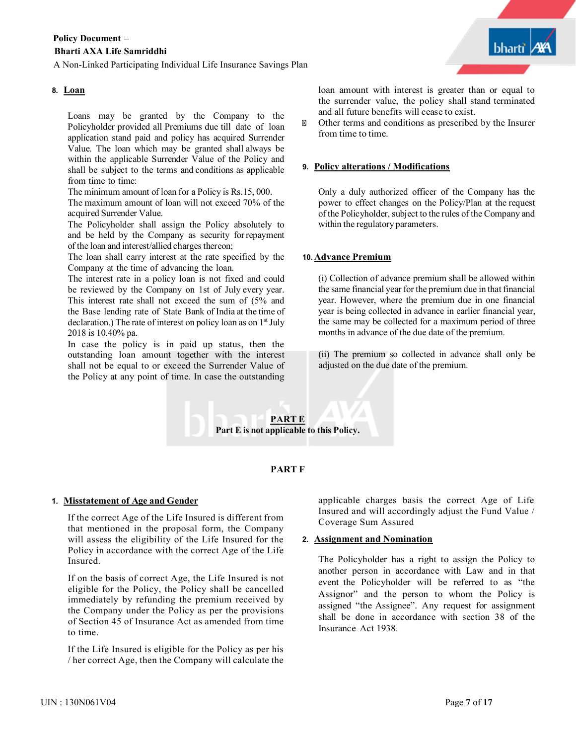### 8. Loan

Loans may be granted by the Company to the Policyholder provided all Premiums due till date of loan application stand paid and policy has acquired Surrender Value. The loan which may be granted shall always be within the applicable Surrender Value of the Policy and shall be subject to the terms and conditions as applicable from time to time:

The minimum amount of loan for a Policy is Rs.15, 000.

The maximum amount of loan will not exceed 70% of the acquired Surrender Value.

The Policyholder shall assign the Policy absolutely to and be held by the Company as security for repayment of the loan and interest/allied charges thereon;

The loan shall carry interest at the rate specified by the Company at the time of advancing the loan.

The interest rate in a policy loan is not fixed and could be reviewed by the Company on 1st of July every year. This interest rate shall not exceed the sum of (5% and the Base lending rate of State Bank of India at the time of declaration.) The rate of interest on policy loan as on 1st July 2018 is 10.40% pa.

In case the policy is in paid up status, then the outstanding loan amount together with the interest shall not be equal to or exceed the Surrender Value of the Policy at any point of time. In case the outstanding loan amount with interest is greater than or equal to the surrender value, the policy shall stand terminated and all future benefits will cease to exist.

- Other terms and conditions as prescribed by the Insurer from time to time.

### 9. Policy alterations / Modifications

Only a duly authorized officer of the Company has the power to effect changes on the Policy/Plan at the request of the Policyholder, subject to the rules of the Company and within the regulatory parameters.

### 10. Advance Premium

(i) Collection of advance premium shall be allowed within the same financial year for the premium due in that financial year. However, where the premium due in one financial year is being collected in advance in earlier financial year, the same may be collected for a maximum period of three months in advance of the due date of the premium.

(ii) The premium so collected in advance shall only be adjusted on the due date of the premium.

## PART E

**Part E is not applicable to this Policy.**

## PART F

### 1. Misstatement of Age and Gender

If the correct Age of the Life Insured is different from that mentioned in the proposal form, the Company will assess the eligibility of the Life Insured for the Policy in accordance with the correct Age of the Life Insured.

If on the basis of correct Age, the Life Insured is not eligible for the Policy, the Policy shall be cancelled immediately by refunding the premium received by the Company under the Policy as per the provisions of Section 45 of Insurance Act as amended from time to time.

If the Life Insured is eligible for the Policy as per his / her correct Age, then the Company will calculate the applicable charges basis the correct Age of Life Insured and will accordingly adjust the Fund Value / Coverage Sum Assured

### 2. Assignment and Nomination

The Policyholder has a right to assign the Policy to another person in accordance with Law and in that event the Policyholder will be referred to as "the Assignor" and the person to whom the Policy is assigned "the Assignee". Any request for assignment shall be done in accordance with section 38 of the Insurance Act 1938.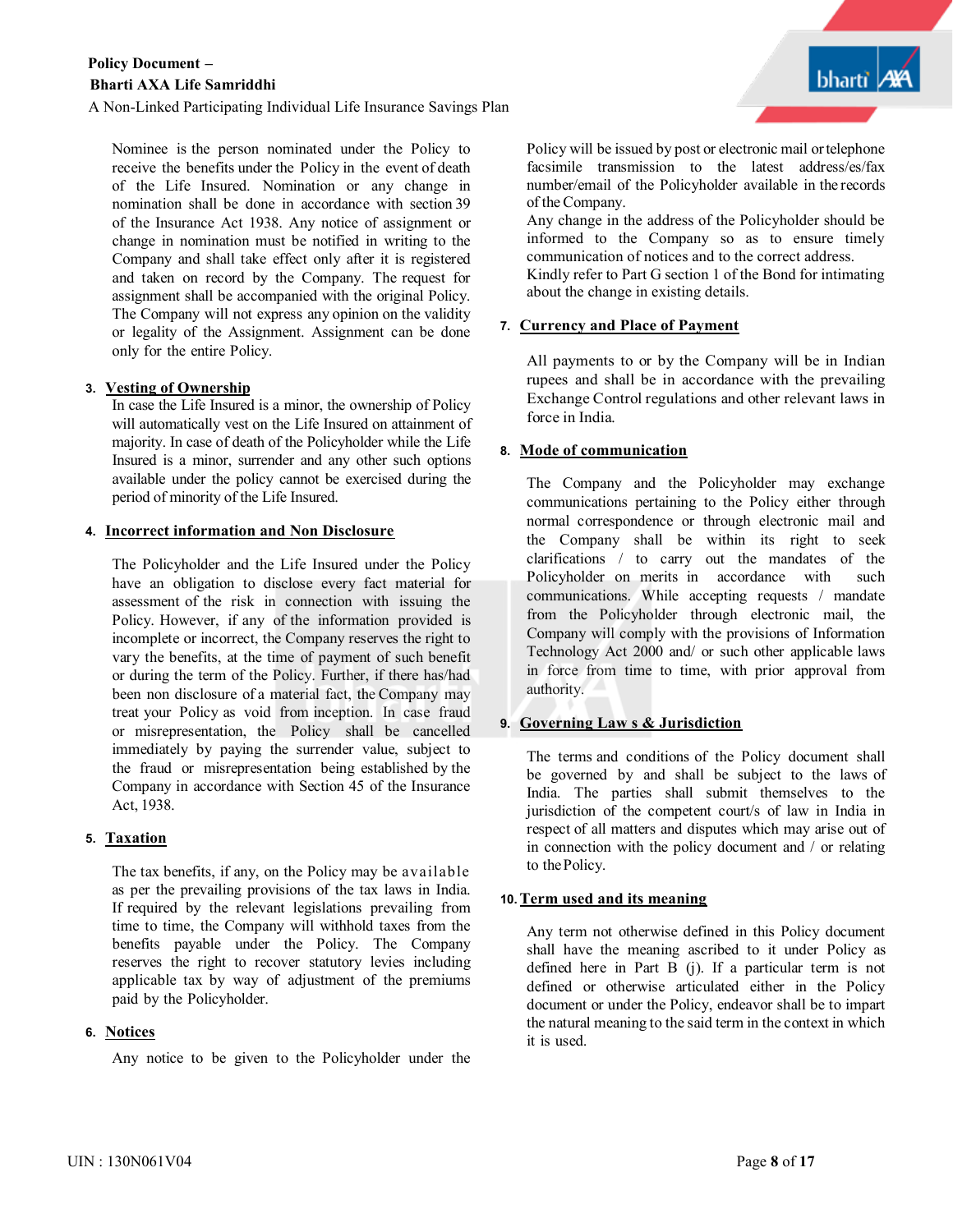Nominee is the person nominated under the Policy to receive the benefits under the Policy in the event of death of the Life Insured. Nomination or any change in nomination shall be done in accordance with section 39 of the Insurance Act 1938. Any notice of assignment or change in nomination must be notified in writing to the Company and shall take effect only after it is registered and taken on record by the Company. The request for assignment shall be accompanied with the original Policy. The Company will not express any opinion on the validity or legality of the Assignment. Assignment can be done only for the entire Policy.

3. **Vesting of Ownership**

In case the Life Insured is a minor, the ownership of Policy will automatically vest on the Life Insured on attainment of majority. In case of death of the Policyholder while the Life Insured is a minor, surrender and any other such options available under the policy cannot be exercised during the period of minority of the Life Insured.

4. **Incorrect information and Non Disclosure**

The Policyholder and the Life Insured under the Policy have an obligation to disclose every fact material for assessment of the risk in connection with issuing the Policy. However, if any of the information provided is incomplete or incorrect, the Company reserves the right to vary the benefits, at the time of payment of such benefit or during the term of the Policy. Further, if there has/had been non disclosure of a material fact, the Company may treat your Policy as void from inception. In case fraud or misrepresentation, the Policy shall be cancelled immediately by paying the surrender value, subject to the fraud or misrepresentation being established by the Company in accordance with Section 45 of the Insurance Act, 1938.

5. **Taxation**

The tax benefits, if any, on the Policy may be available as per the prevailing provisions of the tax laws in India. If required by the relevant legislations prevailing from time to time, the Company will withhold taxes from the benefits payable under the Policy. The Company reserves the right to recover statutory levies including applicable tax by way of adjustment of the premiums paid by the Policyholder.

6. **Notices**

Any notice to be given to the Policyholder under the Policy will be issued by post or electronic mail or telephone facsimile transmission to the latest address/es/fax number/email of the Policyholder available in the records of the Company.
Any change in the address of the Policyholder should be informed to the Company so as to ensure timely communication of notices and to the correct address.
Kindly refer to Part G section 1 of the Bond for intimating about the change in existing details.

7. **Currency and Place of Payment**

All payments to or by the Company will be in Indian rupees and shall be in accordance with the prevailing Exchange Control regulations and other relevant laws in force in India.

8. **Mode of communication**

The Company and the Policyholder may exchange communications pertaining to the Policy either through normal correspondence or through electronic mail and the Company shall be within its right to seek clarifications / to carry out the mandates of the Policyholder on merits in accordance with such communications. While accepting requests / mandate from the Policyholder through electronic mail, the Company will comply with the provisions of Information Technology Act 2000 and/ or such other applicable laws in force from time to time, with prior approval from authority.

9. **Governing Law s & Jurisdiction**

The terms and conditions of the Policy document shall be governed by and shall be subject to the laws of India. The parties shall submit themselves to the jurisdiction of the competent court/s of law in India in respect of all matters and disputes which may arise out of in connection with the policy document and / or relating to the Policy.

10. **Term used and its meaning**

Any term not otherwise defined in this Policy document shall have the meaning ascribed to it under Policy as defined here in Part B (j). If a particular term is not defined or otherwise articulated either in the Policy document or under the Policy, endeavor shall be to impart the natural meaning to the said term in the context in which it is used.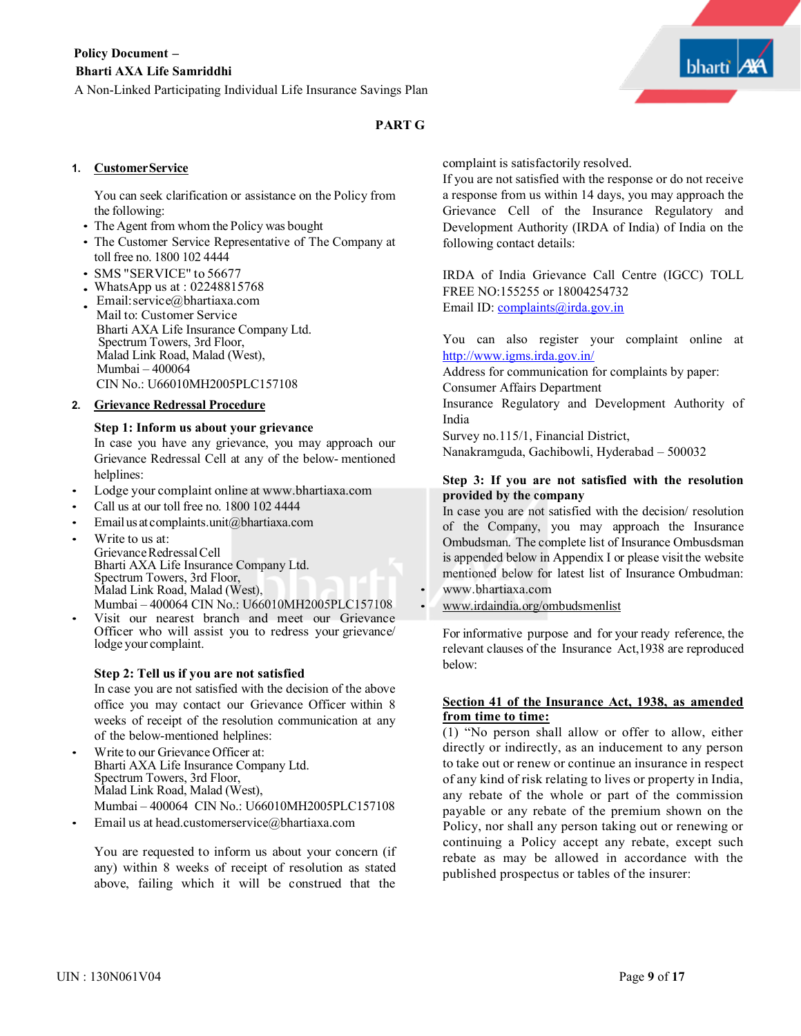## PART G

### 1. Customer Service

You can seek clarification or assistance on the Policy from the following:

- The Agent from whom the Policy was bought
- The Customer Service Representative of The Company at toll free no. 1800 102 4444
- SMS "SERVICE" to 56677
- WhatsApp us at : 02248815768
- Email: service@bhartiaxa.com
  Mail to: Customer Service
  Bharti AXA Life Insurance Company Ltd.
  Spectrum Towers, 3rd Floor,
  Malad Link Road, Malad (West),
  Mumbai – 400064
  CIN No.: U66010MH2005PLC157108

### 2. Grievance Redressal Procedure

**Step 1: Inform us about your grievance**

In case you have any grievance, you may approach our Grievance Redressal Cell at any of the below- mentioned helplines:

- Lodge your complaint online at www.bhartiaxa.com
- Call us at our toll free no. 1800 102 4444
- Email us at complaints.unit@bhartiaxa.com
- Write to us at:
  Grievance Redressal Cell
  Bharti AXA Life Insurance Company Ltd.
  Spectrum Towers, 3rd Floor,
  Malad Link Road, Malad (West),
  Mumbai – 400064 CIN No.: U66010MH2005PLC157108
- Visit our nearest branch and meet our Grievance Officer who will assist you to redress your grievance/ lodge your complaint.

**Step 2: Tell us if you are not satisfied**

In case you are not satisfied with the decision of the above office you may contact our Grievance Officer within 8 weeks of receipt of the resolution communication at any of the below-mentioned helplines:

- Write to our Grievance Officer at:
  Bharti AXA Life Insurance Company Ltd.
  Spectrum Towers, 3rd Floor,
  Malad Link Road, Malad (West),
  Mumbai – 400064 CIN No.: U66010MH2005PLC157108
- Email us at head.customerservice@bhartiaxa.com

You are requested to inform us about your concern (if any) within 8 weeks of receipt of resolution as stated above, failing which it will be construed that the complaint is satisfactorily resolved.

If you are not satisfied with the response or do not receive a response from us within 14 days, you may approach the Grievance Cell of the Insurance Regulatory and Development Authority (IRDA of India) of India on the following contact details:

IRDA of India Grievance Call Centre (IGCC) TOLL FREE NO:155255 or 18004254732
Email ID: complaints@irda.gov.in

You can also register your complaint online at http://www.igms.irda.gov.in/
Address for communication for complaints by paper:
Consumer Affairs Department
Insurance Regulatory and Development Authority of India
Survey no.115/1, Financial District,
Nanakramguda, Gachibowli, Hyderabad – 500032

**Step 3: If you are not satisfied with the resolution provided by the company**

In case you are not satisfied with the decision/ resolution of the Company, you may approach the Insurance Ombudsman. The complete list of Insurance Ombusdsman is appended below in Appendix I or please visit the website mentioned below for latest list of Insurance Ombudman:

- www.bhartiaxa.com
- www.irdaindia.org/ombudsmenlist

For informative purpose and for your ready reference, the relevant clauses of the Insurance Act,1938 are reproduced below:

**Section 41 of the Insurance Act, 1938, as amended from time to time:**

(1) "No person shall allow or offer to allow, either directly or indirectly, as an inducement to any person to take out or renew or continue an insurance in respect of any kind of risk relating to lives or property in India, any rebate of the whole or part of the commission payable or any rebate of the premium shown on the Policy, nor shall any person taking out or renewing or continuing a Policy accept any rebate, except such rebate as may be allowed in accordance with the published prospectus or tables of the insurer: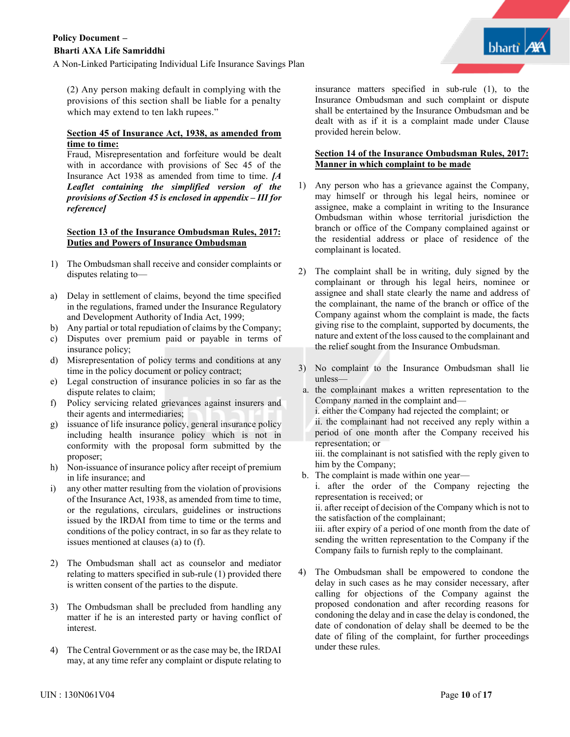(2) Any person making default in complying with the provisions of this section shall be liable for a penalty which may extend to ten lakh rupees."

**Section 45 of Insurance Act, 1938, as amended from time to time:**

Fraud, Misrepresentation and forfeiture would be dealt with in accordance with provisions of Sec 45 of the Insurance Act 1938 as amended from time to time. ***[A Leaflet containing the simplified version of the provisions of Section 45 is enclosed in appendix – III for reference]***

**Section 13 of the Insurance Ombudsman Rules, 2017: Duties and Powers of Insurance Ombudsman**

1) The Ombudsman shall receive and consider complaints or disputes relating to—

a) Delay in settlement of claims, beyond the time specified in the regulations, framed under the Insurance Regulatory and Development Authority of India Act, 1999;
b) Any partial or total repudiation of claims by the Company;
c) Disputes over premium paid or payable in terms of insurance policy;
d) Misrepresentation of policy terms and conditions at any time in the policy document or policy contract;
e) Legal construction of insurance policies in so far as the dispute relates to claim;
f) Policy servicing related grievances against insurers and their agents and intermediaries;
g) issuance of life insurance policy, general insurance policy including health insurance policy which is not in conformity with the proposal form submitted by the proposer;
h) Non-issuance of insurance policy after receipt of premium in life insurance; and
i) any other matter resulting from the violation of provisions of the Insurance Act, 1938, as amended from time to time, or the regulations, circulars, guidelines or instructions issued by the IRDAI from time to time or the terms and conditions of the policy contract, in so far as they relate to issues mentioned at clauses (a) to (f).

2) The Ombudsman shall act as counselor and mediator relating to matters specified in sub-rule (1) provided there is written consent of the parties to the dispute.

3) The Ombudsman shall be precluded from handling any matter if he is an interested party or having conflict of interest.

4) The Central Government or as the case may be, the IRDAI may, at any time refer any complaint or dispute relating to insurance matters specified in sub-rule (1), to the Insurance Ombudsman and such complaint or dispute shall be entertained by the Insurance Ombudsman and be dealt with as if it is a complaint made under Clause provided herein below.

**Section 14 of the Insurance Ombudsman Rules, 2017: Manner in which complaint to be made**

1) Any person who has a grievance against the Company, may himself or through his legal heirs, nominee or assignee, make a complaint in writing to the Insurance Ombudsman within whose territorial jurisdiction the branch or office of the Company complained against or the residential address or place of residence of the complainant is located.

2) The complaint shall be in writing, duly signed by the complainant or through his legal heirs, nominee or assignee and shall state clearly the name and address of the complainant, the name of the branch or office of the Company against whom the complaint is made, the facts giving rise to the complaint, supported by documents, the nature and extent of the loss caused to the complainant and the relief sought from the Insurance Ombudsman.

3) No complaint to the Insurance Ombudsman shall lie unless—
   a. the complainant makes a written representation to the Company named in the complaint and—
      i. either the Company had rejected the complaint; or
      ii. the complainant had not received any reply within a period of one month after the Company received his representation; or
      iii. the complainant is not satisfied with the reply given to him by the Company;
   b. The complaint is made within one year—
      i. after the order of the Company rejecting the representation is received; or
      ii. after receipt of decision of the Company which is not to the satisfaction of the complainant;
      iii. after expiry of a period of one month from the date of sending the written representation to the Company if the Company fails to furnish reply to the complainant.

4) The Ombudsman shall be empowered to condone the delay in such cases as he may consider necessary, after calling for objections of the Company against the proposed condonation and after recording reasons for condoning the delay and in case the delay is condoned, the date of condonation of delay shall be deemed to be the date of filing of the complaint, for further proceedings under these rules.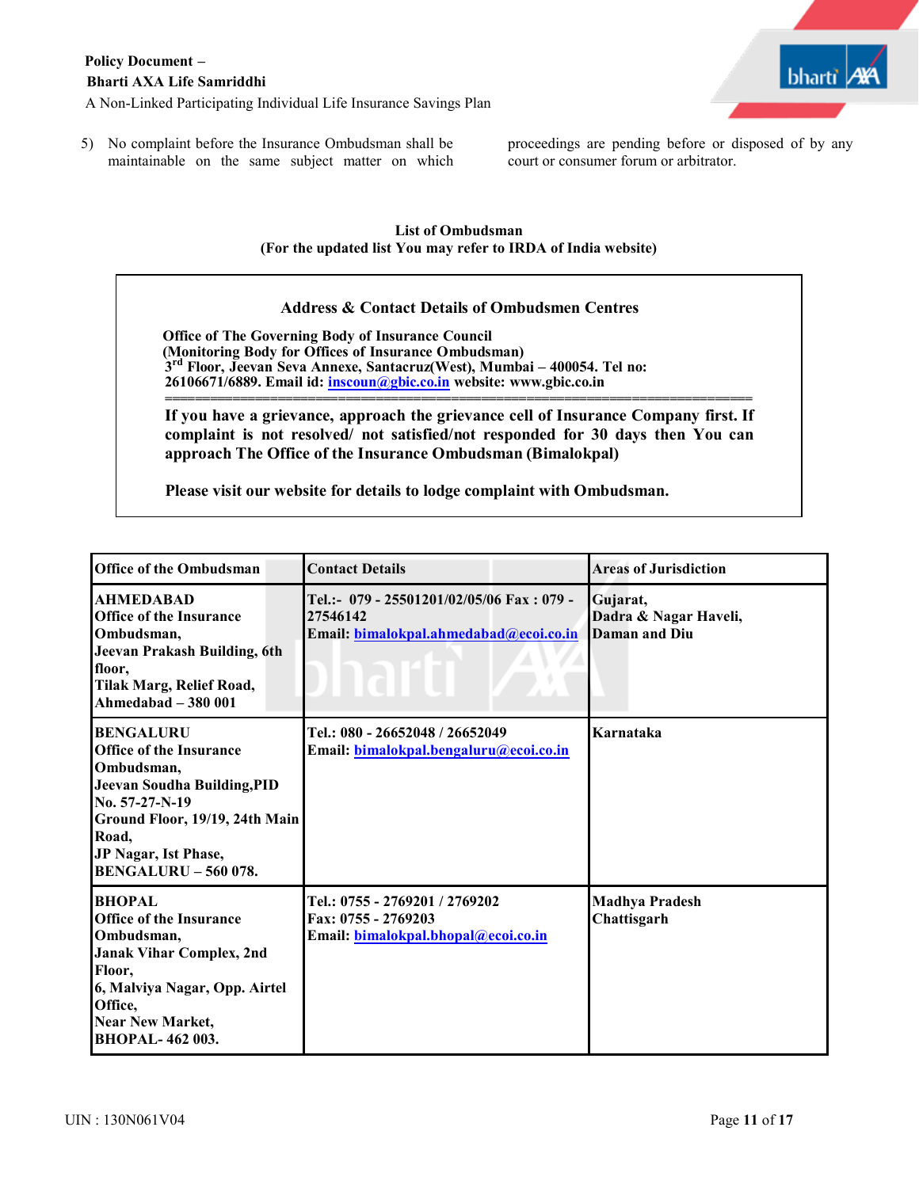5) No complaint before the Insurance Ombudsman shall be maintainable on the same subject matter on which proceedings are pending before or disposed of by any court or consumer forum or arbitrator.

**List of Ombudsman**
**(For the updated list You may refer to IRDA of India website)**

**Address & Contact Details of Ombudsmen Centres**

**Office of The Governing Body of Insurance Council**
**(Monitoring Body for Offices of Insurance Ombudsman)**
**3rd Floor, Jeevan Seva Annexe, Santacruz(West), Mumbai – 400054. Tel no: 26106671/6889. Email id: inscoun@gbic.co.in website: www.gbic.co.in**

**If you have a grievance, approach the grievance cell of Insurance Company first. If complaint is not resolved/ not satisfied/not responded for 30 days then You can approach The Office of the Insurance Ombudsman (Bimalokpal)**

**Please visit our website for details to lodge complaint with Ombudsman.**

| Office of the Ombudsman | Contact Details | Areas of Jurisdiction |
|---|---|---|
| **AHMEDABAD**<br>Office of the Insurance Ombudsman,<br>Jeevan Prakash Building, 6th floor,<br>Tilak Marg, Relief Road,<br>Ahmedabad – 380 001 | Tel.:- 079 - 25501201/02/05/06 Fax : 079 - 27546142<br>Email: bimalokpal.ahmedabad@ecoi.co.in | Gujarat,<br>Dadra & Nagar Haveli,<br>Daman and Diu |
| **BENGALURU**<br>Office of the Insurance Ombudsman,<br>Jeevan Soudha Building,PID No. 57-27-N-19<br>Ground Floor, 19/19, 24th Main Road,<br>JP Nagar, Ist Phase,<br>BENGALURU – 560 078. | Tel.: 080 - 26652048 / 26652049<br>Email: bimalokpal.bengaluru@ecoi.co.in | Karnataka |
| **BHOPAL**<br>Office of the Insurance Ombudsman,<br>Janak Vihar Complex, 2nd Floor,<br>6, Malviya Nagar, Opp. Airtel Office,<br>Near New Market,<br>BHOPAL- 462 003. | Tel.: 0755 - 2769201 / 2769202<br>Fax: 0755 - 2769203<br>Email: bimalokpal.bhopal@ecoi.co.in | Madhya Pradesh<br>Chattisgarh |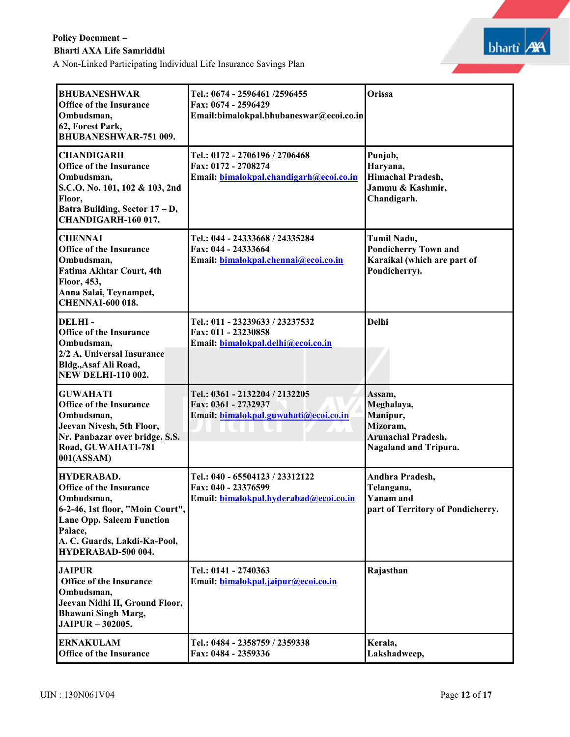| BHUBANESHWAR<br>Office of the Insurance Ombudsman,<br>62, Forest Park,<br>BHUBANESHWAR-751 009. | Tel.: 0674 - 2596461 /2596455<br>Fax: 0674 - 2596429<br>Email:bimalokpal.bhubaneswar@ecoi.co.in | Orissa |
|---|---|---|
| CHANDIGARH<br>Office of the Insurance Ombudsman,<br>S.C.O. No. 101, 102 & 103, 2nd Floor,<br>Batra Building, Sector 17 – D,<br>CHANDIGARH-160 017. | Tel.: 0172 - 2706196 / 2706468<br>Fax: 0172 - 2708274<br>Email: bimalokpal.chandigarh@ecoi.co.in | Punjab,<br>Haryana,<br>Himachal Pradesh,<br>Jammu & Kashmir,<br>Chandigarh. |
| CHENNAI<br>Office of the Insurance Ombudsman,<br>Fatima Akhtar Court, 4th Floor, 453,<br>Anna Salai, Teynampet,<br>CHENNAI-600 018. | Tel.: 044 - 24333668 / 24335284<br>Fax: 044 - 24333664<br>Email: bimalokpal.chennai@ecoi.co.in | Tamil Nadu,<br>Pondicherry Town and Karaikal (which are part of Pondicherry). |
| DELHI -<br>Office of the Insurance Ombudsman,<br>2/2 A, Universal Insurance Bldg.,Asaf Ali Road,<br>NEW DELHI-110 002. | Tel.: 011 - 23239633 / 23237532<br>Fax: 011 - 23230858<br>Email: bimalokpal.delhi@ecoi.co.in | Delhi |
| GUWAHATI<br>Office of the Insurance Ombudsman,<br>Jeevan Nivesh, 5th Floor,<br>Nr. Panbazar over bridge, S.S. Road, GUWAHATI-781 001(ASSAM) | Tel.: 0361 - 2132204 / 2132205<br>Fax: 0361 - 2732937<br>Email: bimalokpal.guwahati@ecoi.co.in | Assam,<br>Meghalaya,<br>Manipur,<br>Mizoram,<br>Arunachal Pradesh,<br>Nagaland and Tripura. |
| HYDERABAD.<br>Office of the Insurance Ombudsman,<br>6-2-46, 1st floor, "Moin Court",<br>Lane Opp. Saleem Function Palace,<br>A. C. Guards, Lakdi-Ka-Pool,<br>HYDERABAD-500 004. | Tel.: 040 - 65504123 / 23312122<br>Fax: 040 - 23376599<br>Email: bimalokpal.hyderabad@ecoi.co.in | Andhra Pradesh,<br>Telangana,<br>Yanam and<br>part of Territory of Pondicherry. |
| JAIPUR<br>Office of the Insurance Ombudsman,<br>Jeevan Nidhi II, Ground Floor,<br>Bhawani Singh Marg,<br>JAIPUR – 302005. | Tel.: 0141 - 2740363<br>Email: bimalokpal.jaipur@ecoi.co.in | Rajasthan |
| ERNAKULAM<br>Office of the Insurance | Tel.: 0484 - 2358759 / 2359338<br>Fax: 0484 - 2359336 | Kerala,<br>Lakshadweep, |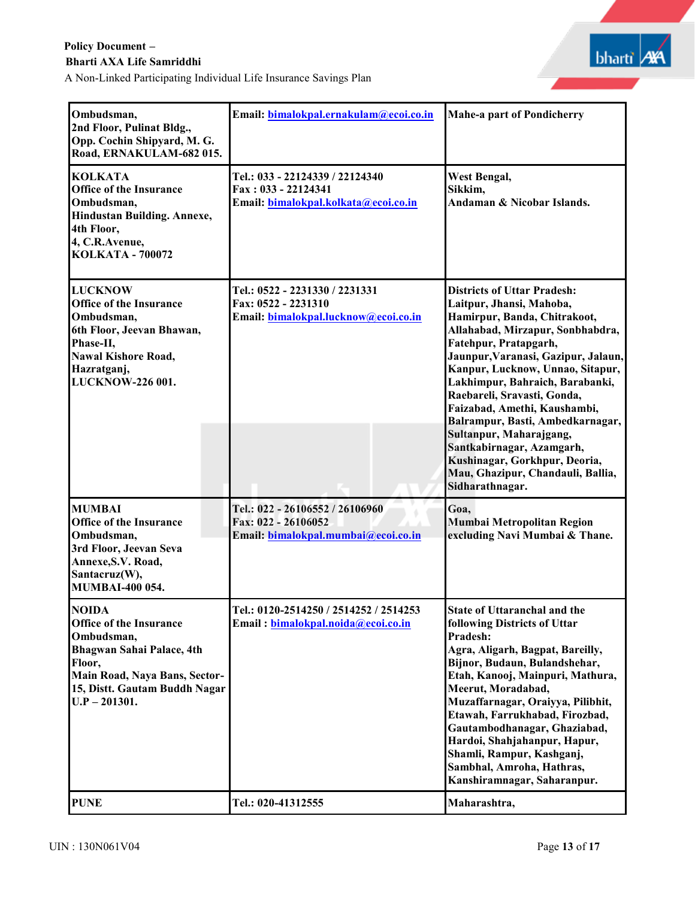| | | |
|---|---|---|
| **Ombudsman, 2nd Floor, Pulinat Bldg., Opp. Cochin Shipyard, M. G. Road, ERNAKULAM-682 015.** | **Email: bimalokpal.ernakulam@ecoi.co.in** | **Mahe-a part of Pondicherry** |
| **KOLKATA Office of the Insurance Ombudsman, Hindustan Building. Annexe, 4th Floor, 4, C.R.Avenue, KOLKATA - 700072** | **Tel.: 033 - 22124339 / 22124340 Fax : 033 - 22124341 Email: bimalokpal.kolkata@ecoi.co.in** | **West Bengal, Sikkim, Andaman & Nicobar Islands.** |
| **LUCKNOW Office of the Insurance Ombudsman, 6th Floor, Jeevan Bhawan, Phase-II, Nawal Kishore Road, Hazratganj, LUCKNOW-226 001.** | **Tel.: 0522 - 2231330 / 2231331 Fax: 0522 - 2231310 Email: bimalokpal.lucknow@ecoi.co.in** | **Districts of Uttar Pradesh: Laitpur, Jhansi, Mahoba, Hamirpur, Banda, Chitrakoot, Allahabad, Mirzapur, Sonbhabdra, Fatehpur, Pratapgarh, Jaunpur,Varanasi, Gazipur, Jalaun, Kanpur, Lucknow, Unnao, Sitapur, Lakhimpur, Bahraich, Barabanki, Raebareli, Sravasti, Gonda, Faizabad, Amethi, Kaushambi, Balrampur, Basti, Ambedkarnagar, Sultanpur, Maharajgang, Santkabirnagar, Azamgarh, Kushinagar, Gorkhpur, Deoria, Mau, Ghazipur, Chandauli, Ballia, Sidharathnagar.** |
| **MUMBAI Office of the Insurance Ombudsman, 3rd Floor, Jeevan Seva Annexe,S.V. Road, Santacruz(W), MUMBAI-400 054.** | **Tel.: 022 - 26106552 / 26106960 Fax: 022 - 26106052 Email: bimalokpal.mumbai@ecoi.co.in** | **Goa, Mumbai Metropolitan Region excluding Navi Mumbai & Thane.** |
| **NOIDA Office of the Insurance Ombudsman, Bhagwan Sahai Palace, 4th Floor, Main Road, Naya Bans, Sector-15, Distt. Gautam Buddh Nagar U.P – 201301.** | **Tel.: 0120-2514250 / 2514252 / 2514253 Email : bimalokpal.noida@ecoi.co.in** | **State of Uttaranchal and the following Districts of Uttar Pradesh: Agra, Aligarh, Bagpat, Bareilly, Bijnor, Budaun, Bulandshehar, Etah, Kanooj, Mainpuri, Mathura, Meerut, Moradabad, Muzaffarnagar, Oraiyya, Pilibhit, Etawah, Farrukhabad, Firozbad, Gautambodhanagar, Ghaziabad, Hardoi, Shahjahanpur, Hapur, Shamli, Rampur, Kashganj, Sambhal, Amroha, Hathras, Kanshiramnagar, Saharanpur.** |
| **PUNE** | **Tel.: 020-41312555** | **Maharashtra,** |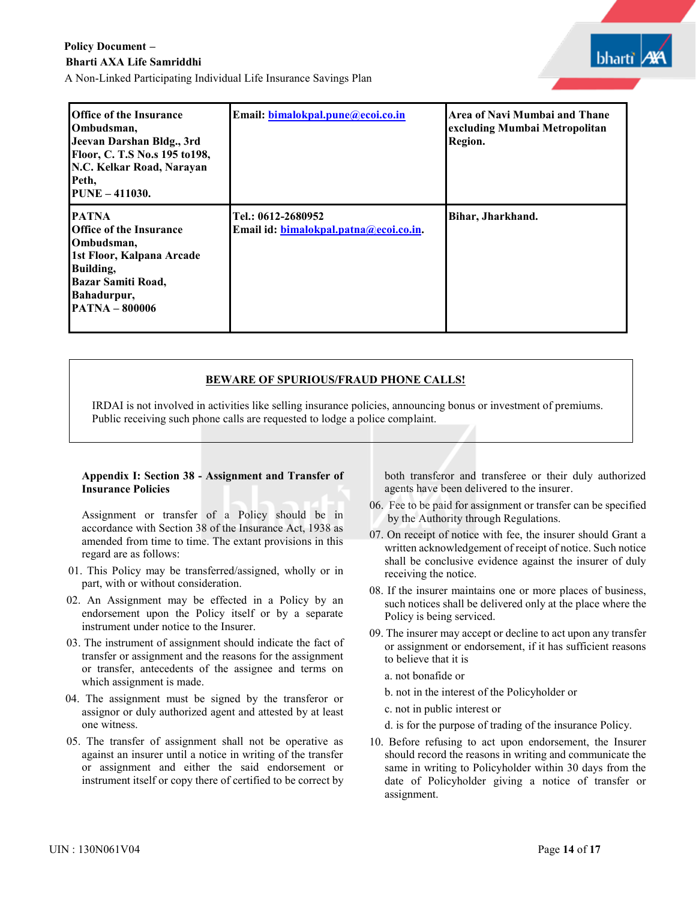| **Office of the Insurance Ombudsman, Jeevan Darshan Bldg., 3rd Floor, C. T.S No.s 195 to198, N.C. Kelkar Road, Narayan Peth, PUNE – 411030.** | **Email: bimalokpal.pune@ecoi.co.in** | **Area of Navi Mumbai and Thane excluding Mumbai Metropolitan Region.** |
|---|---|---|
| **PATNA Office of the Insurance Ombudsman, 1st Floor, Kalpana Arcade Building, Bazar Samiti Road, Bahadurpur, PATNA – 800006** | **Tel.: 0612-2680952 Email id: bimalokpal.patna@ecoi.co.in.** | **Bihar, Jharkhand.** |

**BEWARE OF SPURIOUS/FRAUD PHONE CALLS!**

IRDAI is not involved in activities like selling insurance policies, announcing bonus or investment of premiums. Public receiving such phone calls are requested to lodge a police complaint.

## Appendix I: Section 38 - Assignment and Transfer of Insurance Policies

Assignment or transfer of a Policy should be in accordance with Section 38 of the Insurance Act, 1938 as amended from time to time. The extant provisions in this regard are as follows:

01. This Policy may be transferred/assigned, wholly or in part, with or without consideration.
02. An Assignment may be effected in a Policy by an endorsement upon the Policy itself or by a separate instrument under notice to the Insurer.
03. The instrument of assignment should indicate the fact of transfer or assignment and the reasons for the assignment or transfer, antecedents of the assignee and terms on which assignment is made.
04. The assignment must be signed by the transferor or assignor or duly authorized agent and attested by at least one witness.
05. The transfer of assignment shall not be operative as against an insurer until a notice in writing of the transfer or assignment and either the said endorsement or instrument itself or copy there of certified to be correct by both transferor and transferee or their duly authorized agents have been delivered to the insurer.
06. Fee to be paid for assignment or transfer can be specified by the Authority through Regulations.
07. On receipt of notice with fee, the insurer should Grant a written acknowledgement of receipt of notice. Such notice shall be conclusive evidence against the insurer of duly receiving the notice.
08. If the insurer maintains one or more places of business, such notices shall be delivered only at the place where the Policy is being serviced.
09. The insurer may accept or decline to act upon any transfer or assignment or endorsement, if it has sufficient reasons to believe that it is

    a. not bonafide or

    b. not in the interest of the Policyholder or

    c. not in public interest or

    d. is for the purpose of trading of the insurance Policy.
10. Before refusing to act upon endorsement, the Insurer should record the reasons in writing and communicate the same in writing to Policyholder within 30 days from the date of Policyholder giving a notice of transfer or assignment.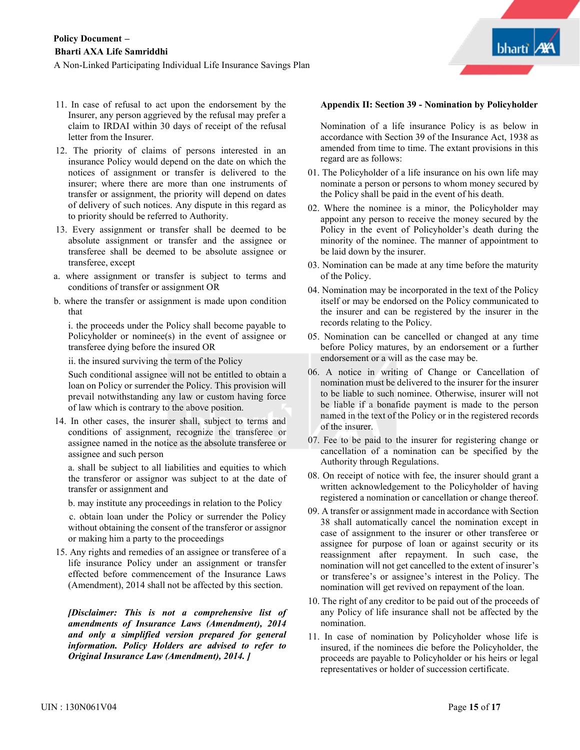11. In case of refusal to act upon the endorsement by the Insurer, any person aggrieved by the refusal may prefer a claim to IRDAI within 30 days of receipt of the refusal letter from the Insurer.
12. The priority of claims of persons interested in an insurance Policy would depend on the date on which the notices of assignment or transfer is delivered to the insurer; where there are more than one instruments of transfer or assignment, the priority will depend on dates of delivery of such notices. Any dispute in this regard as to priority should be referred to Authority.
13. Every assignment or transfer shall be deemed to be absolute assignment or transfer and the assignee or transferee shall be deemed to be absolute assignee or transferee, except

a. where assignment or transfer is subject to terms and conditions of transfer or assignment OR

b. where the transfer or assignment is made upon condition that

   i. the proceeds under the Policy shall become payable to Policyholder or nominee(s) in the event of assignee or transferee dying before the insured OR

   ii. the insured surviving the term of the Policy

   Such conditional assignee will not be entitled to obtain a loan on Policy or surrender the Policy. This provision will prevail notwithstanding any law or custom having force of law which is contrary to the above position.

14. In other cases, the insurer shall, subject to terms and conditions of assignment, recognize the transferee or assignee named in the notice as the absolute transferee or assignee and such person

   a. shall be subject to all liabilities and equities to which the transferor or assignor was subject to at the date of transfer or assignment and

   b. may institute any proceedings in relation to the Policy

   c. obtain loan under the Policy or surrender the Policy without obtaining the consent of the transferor or assignor or making him a party to the proceedings

15. Any rights and remedies of an assignee or transferee of a life insurance Policy under an assignment or transfer effected before commencement of the Insurance Laws (Amendment), 2014 shall not be affected by this section.

***[Disclaimer: This is not a comprehensive list of amendments of Insurance Laws (Amendment), 2014 and only a simplified version prepared for general information. Policy Holders are advised to refer to Original Insurance Law (Amendment), 2014. ]***

## Appendix II: Section 39 - Nomination by Policyholder

Nomination of a life insurance Policy is as below in accordance with Section 39 of the Insurance Act, 1938 as amended from time to time. The extant provisions in this regard are as follows:

01. The Policyholder of a life insurance on his own life may nominate a person or persons to whom money secured by the Policy shall be paid in the event of his death.
02. Where the nominee is a minor, the Policyholder may appoint any person to receive the money secured by the Policy in the event of Policyholder's death during the minority of the nominee. The manner of appointment to be laid down by the insurer.
03. Nomination can be made at any time before the maturity of the Policy.
04. Nomination may be incorporated in the text of the Policy itself or may be endorsed on the Policy communicated to the insurer and can be registered by the insurer in the records relating to the Policy.
05. Nomination can be cancelled or changed at any time before Policy matures, by an endorsement or a further endorsement or a will as the case may be.
06. A notice in writing of Change or Cancellation of nomination must be delivered to the insurer for the insurer to be liable to such nominee. Otherwise, insurer will not be liable if a bonafide payment is made to the person named in the text of the Policy or in the registered records of the insurer.
07. Fee to be paid to the insurer for registering change or cancellation of a nomination can be specified by the Authority through Regulations.
08. On receipt of notice with fee, the insurer should grant a written acknowledgement to the Policyholder of having registered a nomination or cancellation or change thereof.
09. A transfer or assignment made in accordance with Section 38 shall automatically cancel the nomination except in case of assignment to the insurer or other transferee or assignee for purpose of loan or against security or its reassignment after repayment. In such case, the nomination will not get cancelled to the extent of insurer's or transferee's or assignee's interest in the Policy. The nomination will get revived on repayment of the loan.
10. The right of any creditor to be paid out of the proceeds of any Policy of life insurance shall not be affected by the nomination.
11. In case of nomination by Policyholder whose life is insured, if the nominees die before the Policyholder, the proceeds are payable to Policyholder or his heirs or legal representatives or holder of succession certificate.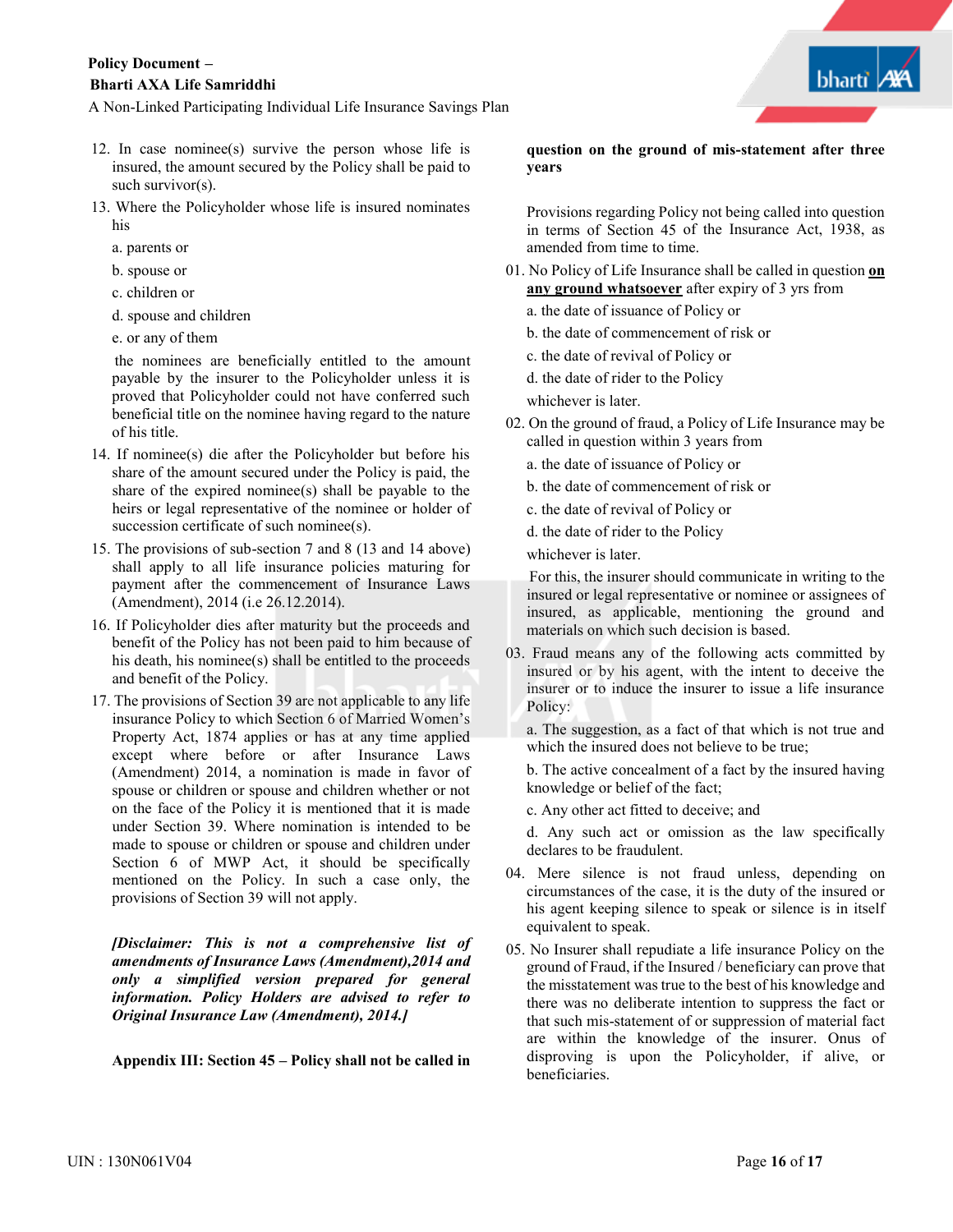12. In case nominee(s) survive the person whose life is insured, the amount secured by the Policy shall be paid to such survivor(s).
13. Where the Policyholder whose life is insured nominates his
    - a. parents or
    - b. spouse or
    - c. children or
    - d. spouse and children
    - e. or any of them

    the nominees are beneficially entitled to the amount payable by the insurer to the Policyholder unless it is proved that Policyholder could not have conferred such beneficial title on the nominee having regard to the nature of his title.
14. If nominee(s) die after the Policyholder but before his share of the amount secured under the Policy is paid, the share of the expired nominee(s) shall be payable to the heirs or legal representative of the nominee or holder of succession certificate of such nominee(s).
15. The provisions of sub-section 7 and 8 (13 and 14 above) shall apply to all life insurance policies maturing for payment after the commencement of Insurance Laws (Amendment), 2014 (i.e 26.12.2014).
16. If Policyholder dies after maturity but the proceeds and benefit of the Policy has not been paid to him because of his death, his nominee(s) shall be entitled to the proceeds and benefit of the Policy.
17. The provisions of Section 39 are not applicable to any life insurance Policy to which Section 6 of Married Women's Property Act, 1874 applies or has at any time applied except where before or after Insurance Laws (Amendment) 2014, a nomination is made in favor of spouse or children or spouse and children whether or not on the face of the Policy it is mentioned that it is made under Section 39. Where nomination is intended to be made to spouse or children or spouse and children under Section 6 of MWP Act, it should be specifically mentioned on the Policy. In such a case only, the provisions of Section 39 will not apply.

***[Disclaimer: This is not a comprehensive list of amendments of Insurance Laws (Amendment),2014 and only a simplified version prepared for general information. Policy Holders are advised to refer to Original Insurance Law (Amendment), 2014.]***

**Appendix III: Section 45 – Policy shall not be called in question on the ground of mis-statement after three years**

Provisions regarding Policy not being called into question in terms of Section 45 of the Insurance Act, 1938, as amended from time to time.

01. No Policy of Life Insurance shall be called in question **<u>on any ground whatsoever</u>** after expiry of 3 yrs from
    - a. the date of issuance of Policy or
    - b. the date of commencement of risk or
    - c. the date of revival of Policy or
    - d. the date of rider to the Policy

    whichever is later.
02. On the ground of fraud, a Policy of Life Insurance may be called in question within 3 years from
    - a. the date of issuance of Policy or
    - b. the date of commencement of risk or
    - c. the date of revival of Policy or
    - d. the date of rider to the Policy

    whichever is later.

    For this, the insurer should communicate in writing to the insured or legal representative or nominee or assignees of insured, as applicable, mentioning the ground and materials on which such decision is based.
03. Fraud means any of the following acts committed by insured or by his agent, with the intent to deceive the insurer or to induce the insurer to issue a life insurance Policy:
    - a. The suggestion, as a fact of that which is not true and which the insured does not believe to be true;
    - b. The active concealment of a fact by the insured having knowledge or belief of the fact;
    - c. Any other act fitted to deceive; and
    - d. Any such act or omission as the law specifically declares to be fraudulent.
04. Mere silence is not fraud unless, depending on circumstances of the case, it is the duty of the insured or his agent keeping silence to speak or silence is in itself equivalent to speak.
05. No Insurer shall repudiate a life insurance Policy on the ground of Fraud, if the Insured / beneficiary can prove that the misstatement was true to the best of his knowledge and there was no deliberate intention to suppress the fact or that such mis-statement of or suppression of material fact are within the knowledge of the insurer. Onus of disproving is upon the Policyholder, if alive, or beneficiaries.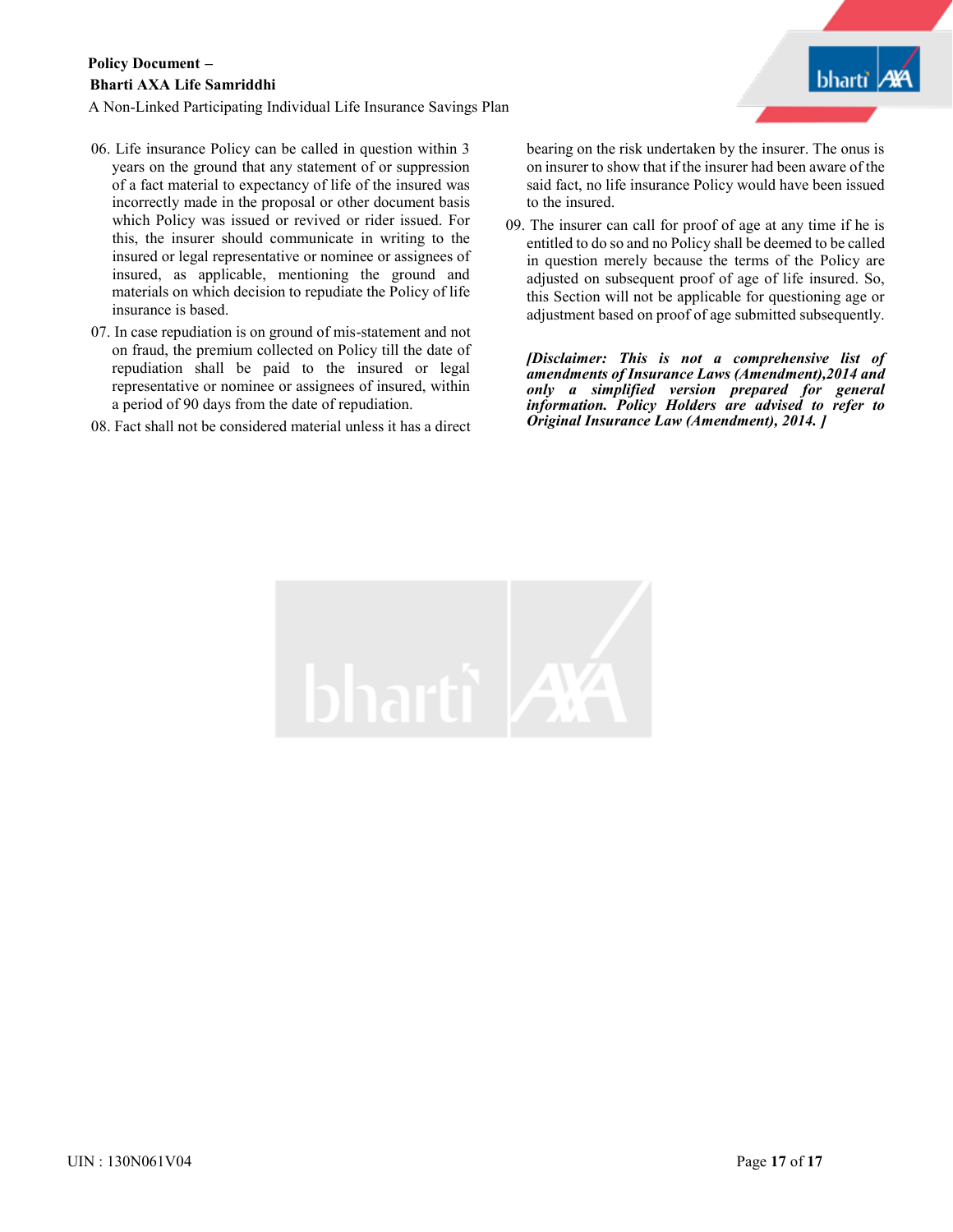06. Life insurance Policy can be called in question within 3 years on the ground that any statement of or suppression of a fact material to expectancy of life of the insured was incorrectly made in the proposal or other document basis which Policy was issued or revived or rider issued. For this, the insurer should communicate in writing to the insured or legal representative or nominee or assignees of insured, as applicable, mentioning the ground and materials on which decision to repudiate the Policy of life insurance is based.

07. In case repudiation is on ground of mis-statement and not on fraud, the premium collected on Policy till the date of repudiation shall be paid to the insured or legal representative or nominee or assignees of insured, within a period of 90 days from the date of repudiation.

08. Fact shall not be considered material unless it has a direct bearing on the risk undertaken by the insurer. The onus is on insurer to show that if the insurer had been aware of the said fact, no life insurance Policy would have been issued to the insured.

09. The insurer can call for proof of age at any time if he is entitled to do so and no Policy shall be deemed to be called in question merely because the terms of the Policy are adjusted on subsequent proof of age of life insured. So, this Section will not be applicable for questioning age or adjustment based on proof of age submitted subsequently.

***[Disclaimer: This is not a comprehensive list of amendments of Insurance Laws (Amendment),2014 and only a simplified version prepared for general information. Policy Holders are advised to refer to Original Insurance Law (Amendment), 2014. ]***